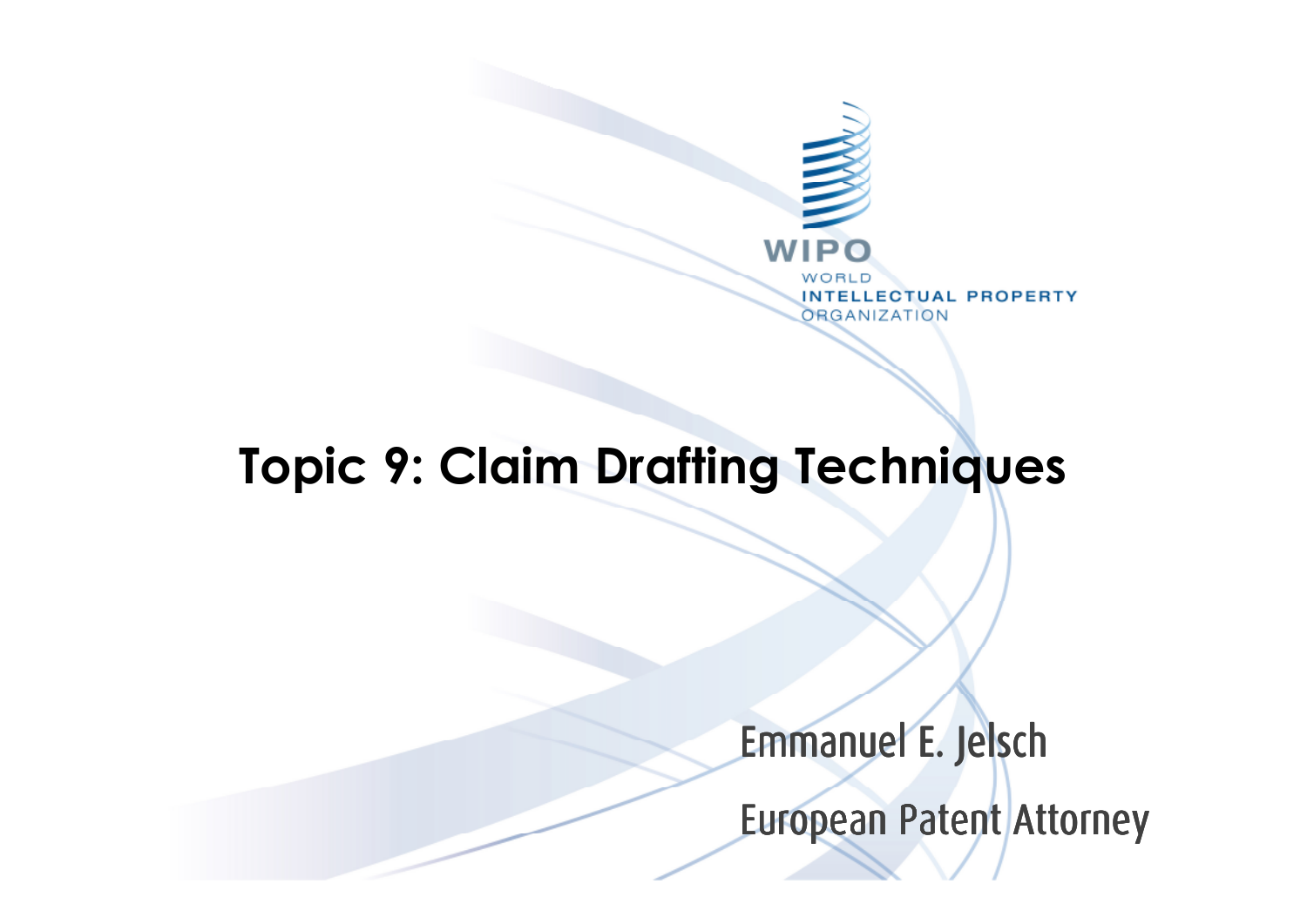WIPO

WORLD
INTELLECTUAL PROPERTY
ORGANIZATION

# Topic 9: Claim Drafting Techniques

Emmanuel E. Jelsch

European Patent Attorney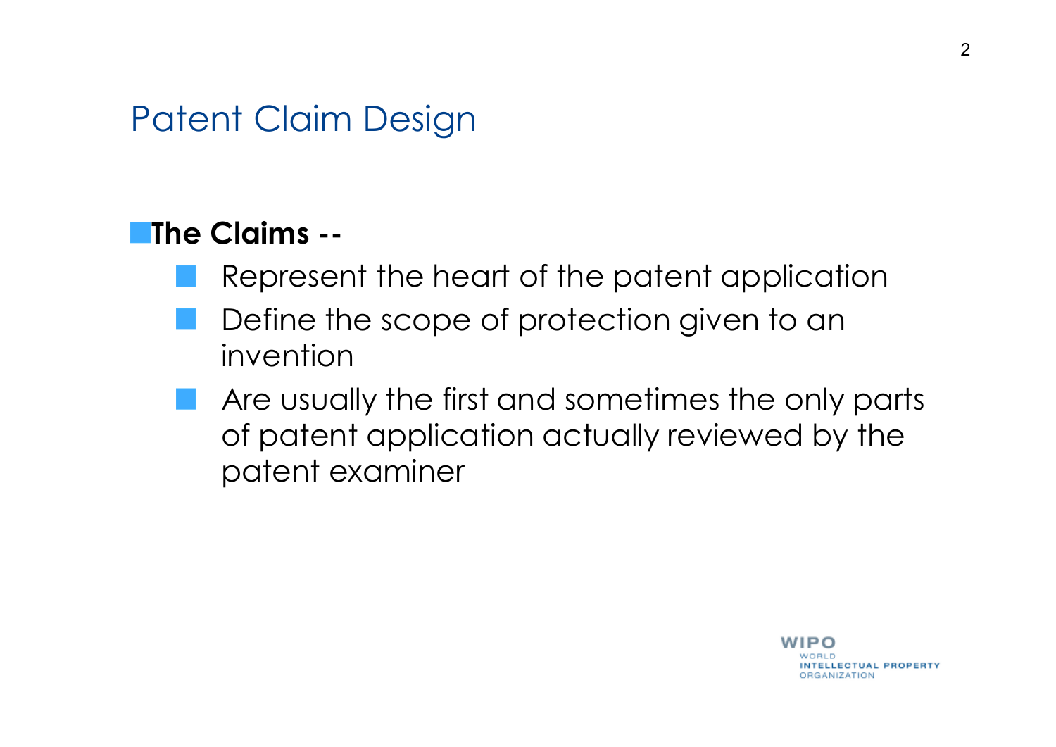## Patent Claim Design

- **The Claims --**
  - Represent the heart of the patent application
  - Define the scope of protection given to an invention
  - Are usually the first and sometimes the only parts of patent application actually reviewed by the patent examiner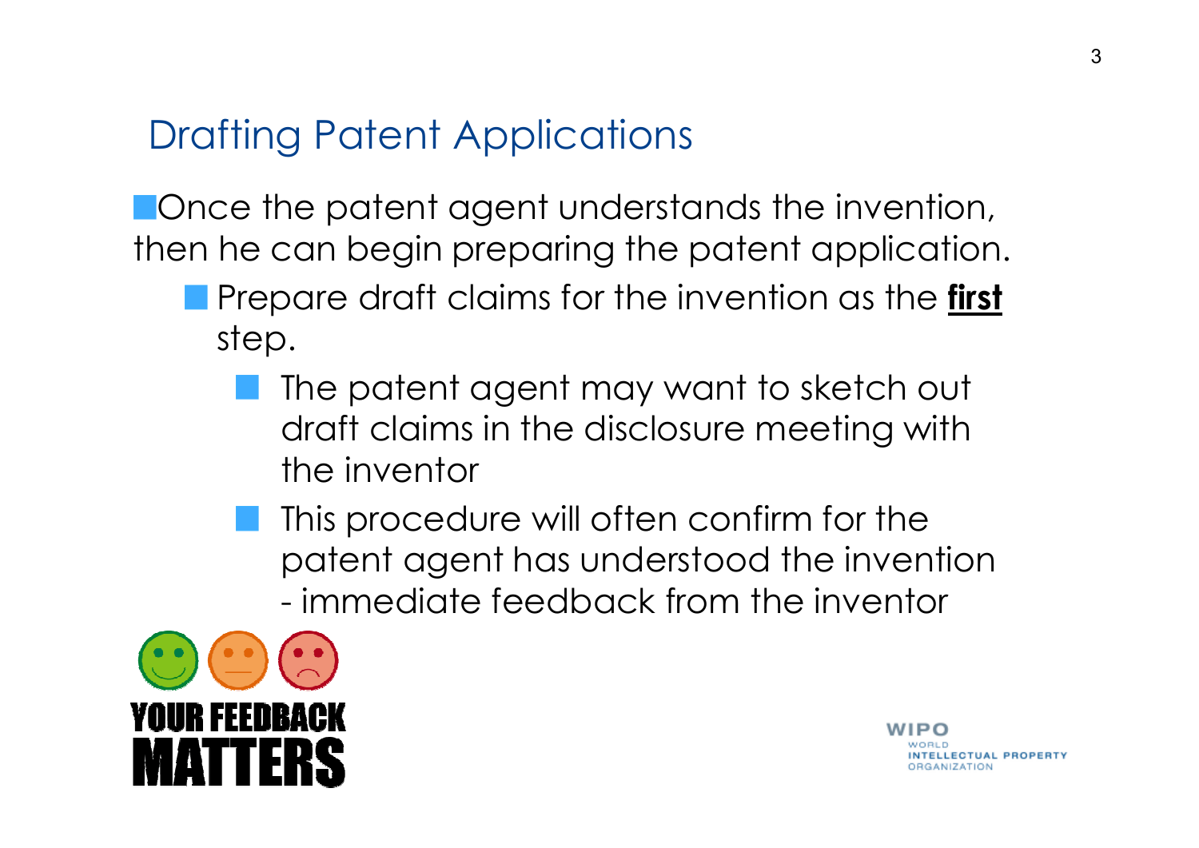## Drafting Patent Applications

- Once the patent agent understands the invention, then he can begin preparing the patent application.
  - Prepare draft claims for the invention as the **first** step.
    - The patent agent may want to sketch out draft claims in the disclosure meeting with the inventor
    - This procedure will often confirm for the patent agent has understood the invention - immediate feedback from the inventor

YOUR FEEDBACK MATTERS

WIPO WORLD INTELLECTUAL PROPERTY ORGANIZATION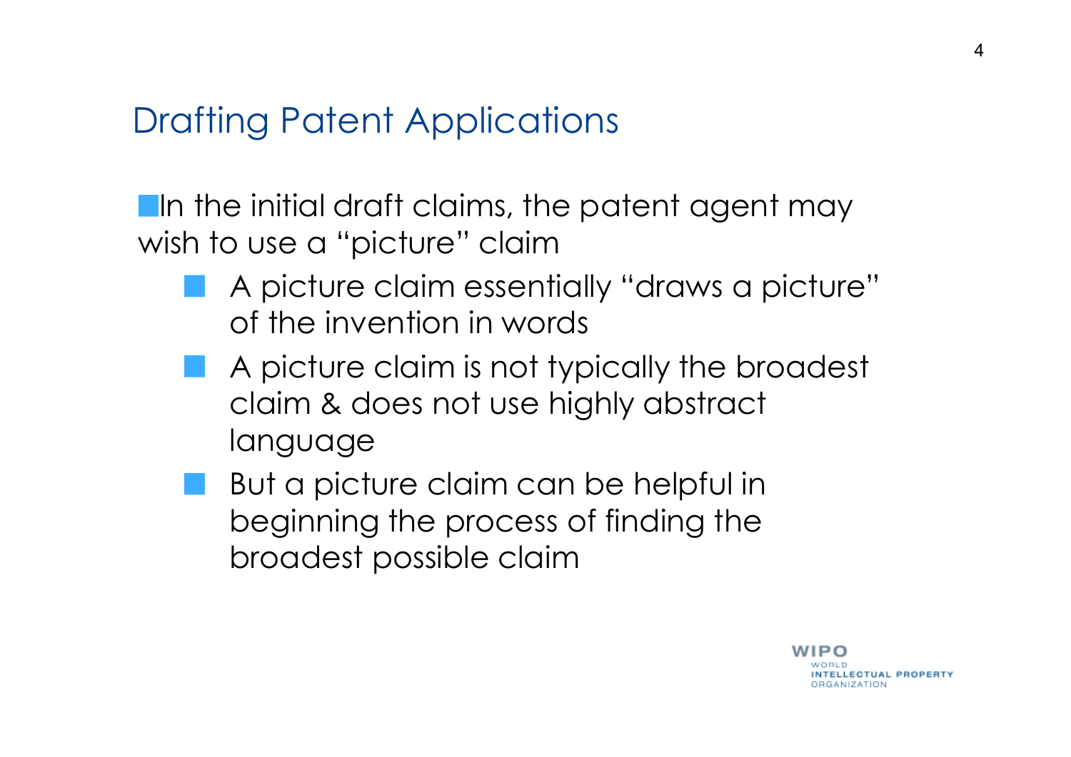## Drafting Patent Applications

- In the initial draft claims, the patent agent may wish to use a "picture" claim
  - A picture claim essentially "draws a picture" of the invention in words
  - A picture claim is not typically the broadest claim & does not use highly abstract language
  - But a picture claim can be helpful in beginning the process of finding the broadest possible claim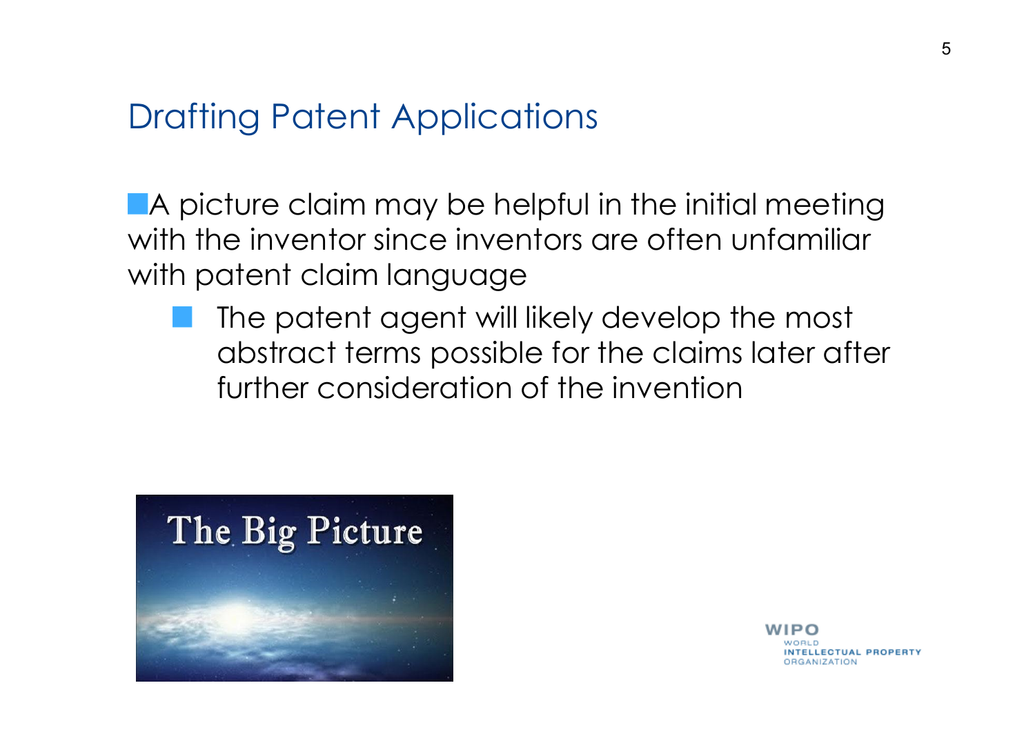# Drafting Patent Applications

- A picture claim may be helpful in the initial meeting with the inventor since inventors are often unfamiliar with patent claim language
  - The patent agent will likely develop the most abstract terms possible for the claims later after further consideration of the invention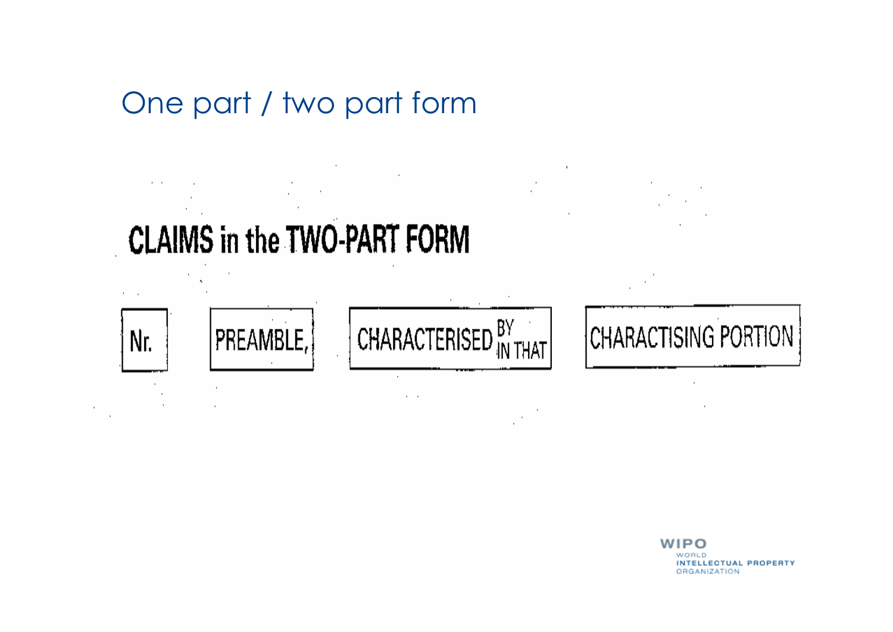# One part / two part form

## CLAIMS in the TWO-PART FORM

| Nr. | PREAMBLE, | CHARACTERISED BY / IN THAT | CHARACTISING PORTION |
|---|---|---|---|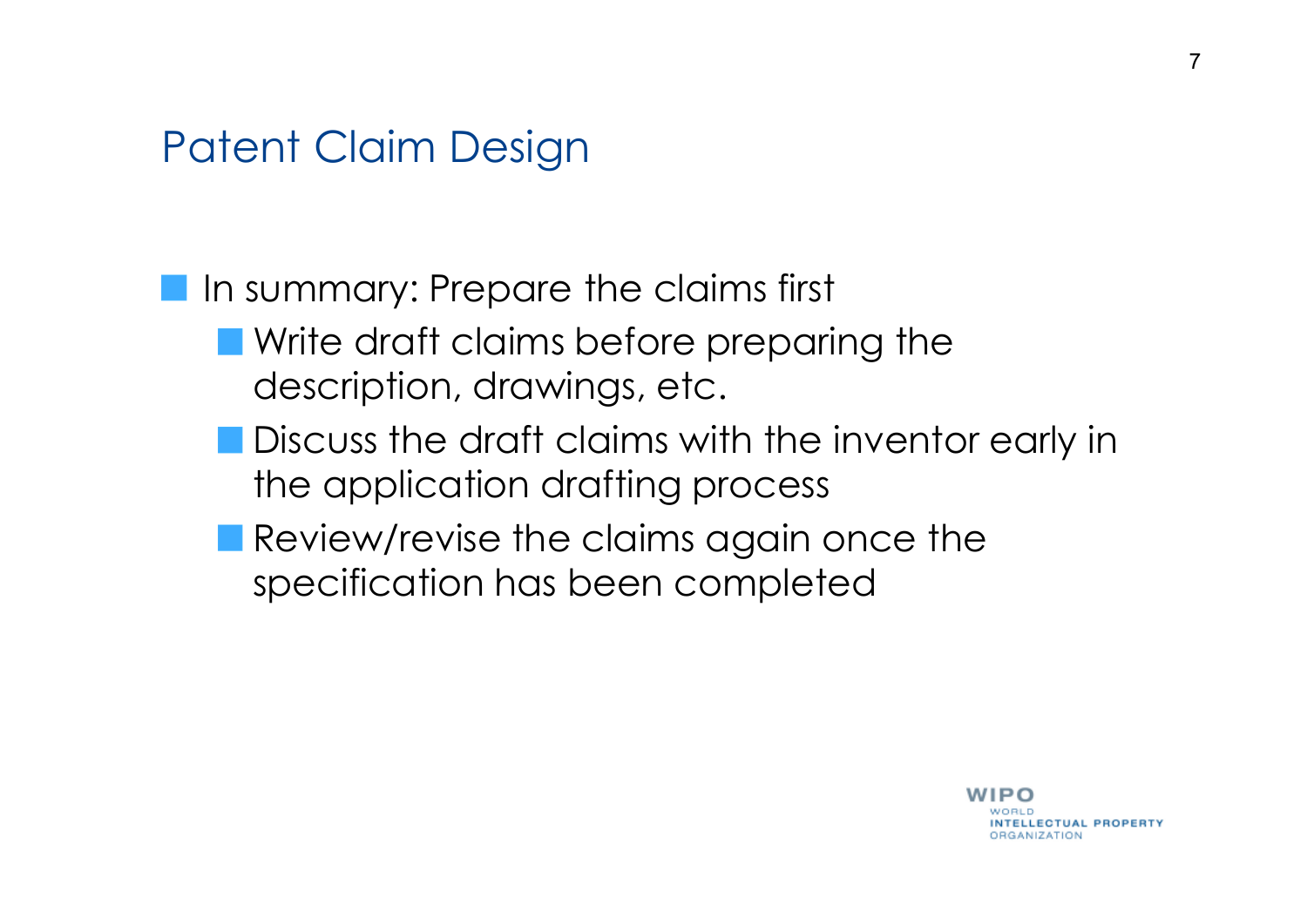## Patent Claim Design

- In summary: Prepare the claims first
  - Write draft claims before preparing the description, drawings, etc.
  - Discuss the draft claims with the inventor early in the application drafting process
  - Review/revise the claims again once the specification has been completed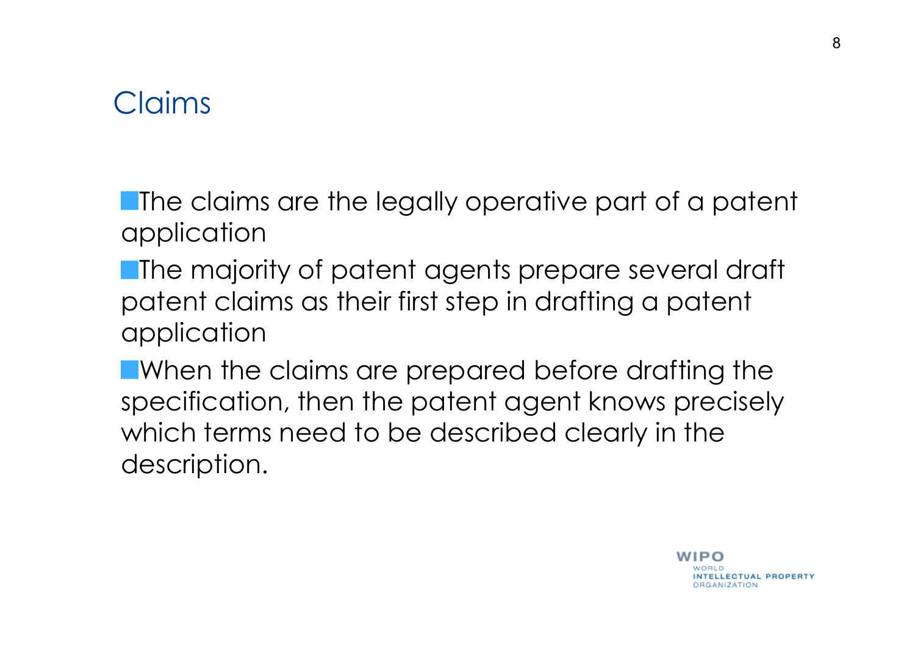# Claims

- The claims are the legally operative part of a patent application
- The majority of patent agents prepare several draft patent claims as their first step in drafting a patent application
- When the claims are prepared before drafting the specification, then the patent agent knows precisely which terms need to be described clearly in the description.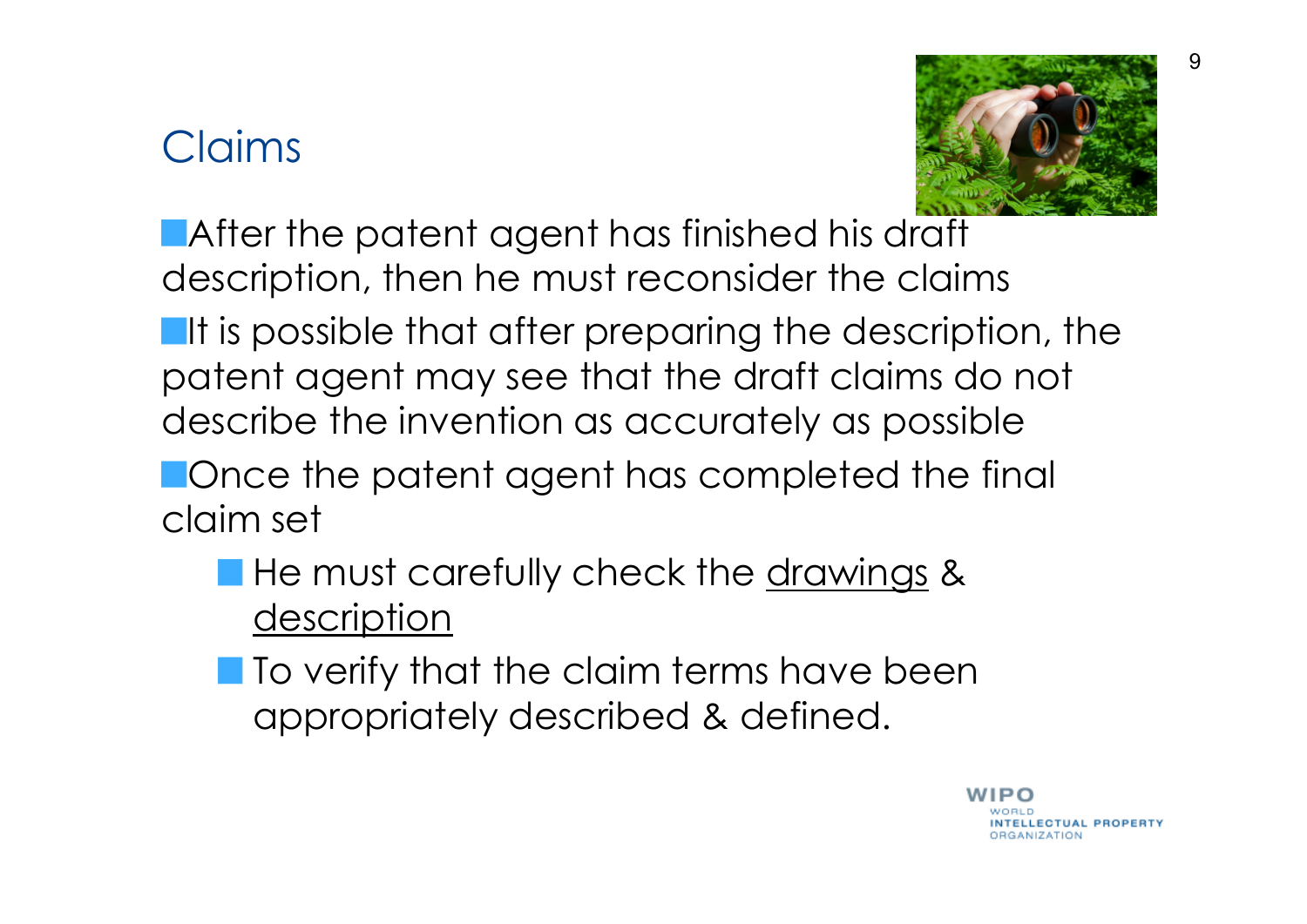# Claims

- After the patent agent has finished his draft description, then he must reconsider the claims
- It is possible that after preparing the description, the patent agent may see that the draft claims do not describe the invention as accurately as possible
- Once the patent agent has completed the final claim set
  - He must carefully check the <u>drawings</u> & <u>description</u>
  - To verify that the claim terms have been appropriately described & defined.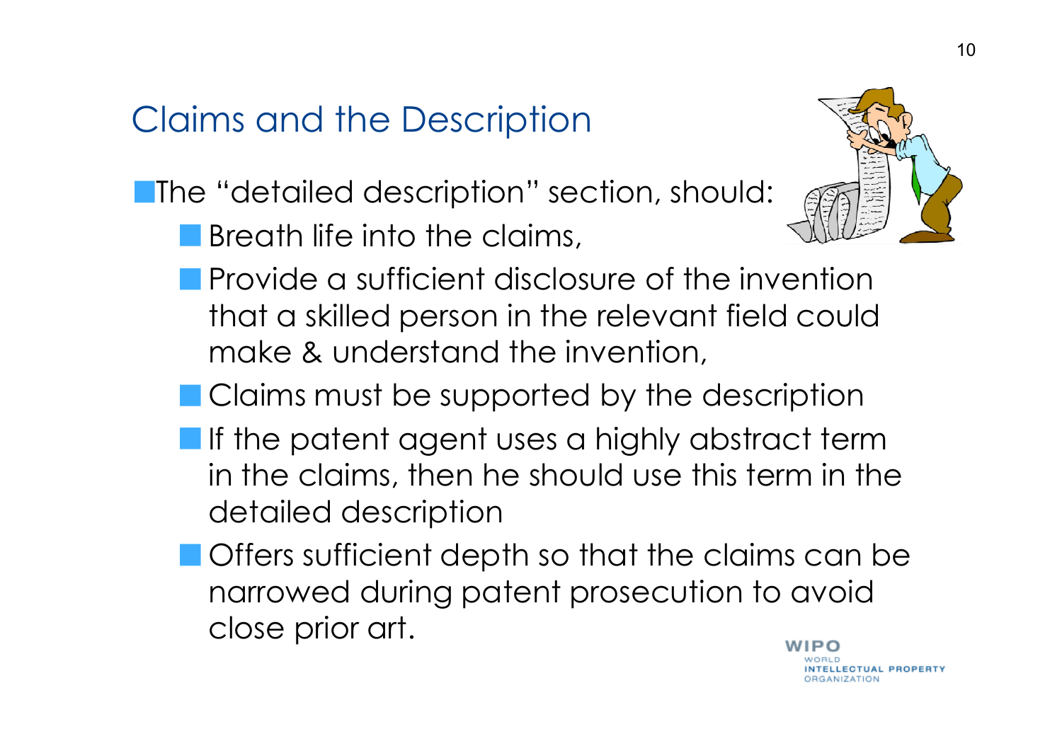# Claims and the Description

- The "detailed description" section, should:
  - Breath life into the claims,
  - Provide a sufficient disclosure of the invention that a skilled person in the relevant field could make & understand the invention,
  - Claims must be supported by the description
  - If the patent agent uses a highly abstract term in the claims, then he should use this term in the detailed description
  - Offers sufficient depth so that the claims can be narrowed during patent prosecution to avoid close prior art.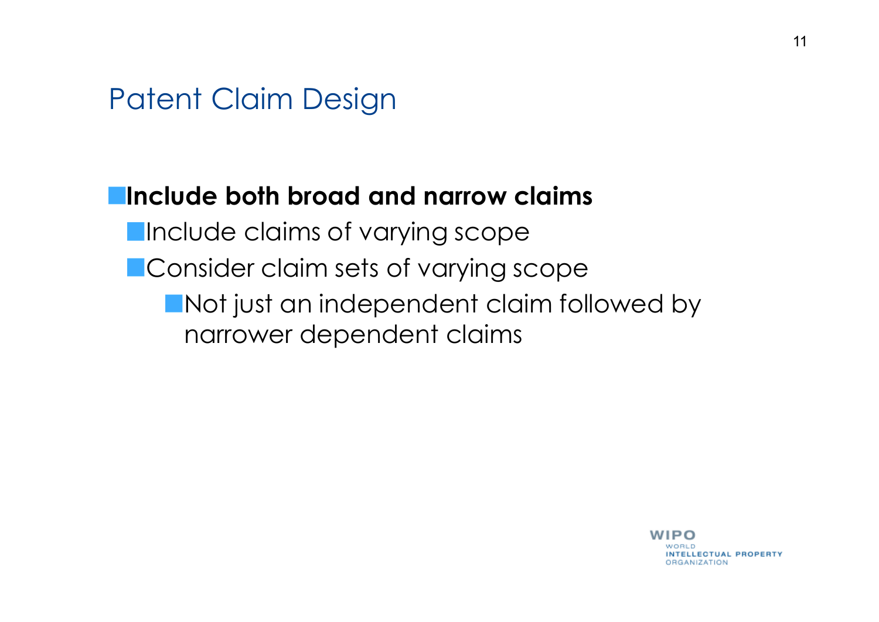# Patent Claim Design

- **Include both broad and narrow claims**
  - Include claims of varying scope
  - Consider claim sets of varying scope
    - Not just an independent claim followed by narrower dependent claims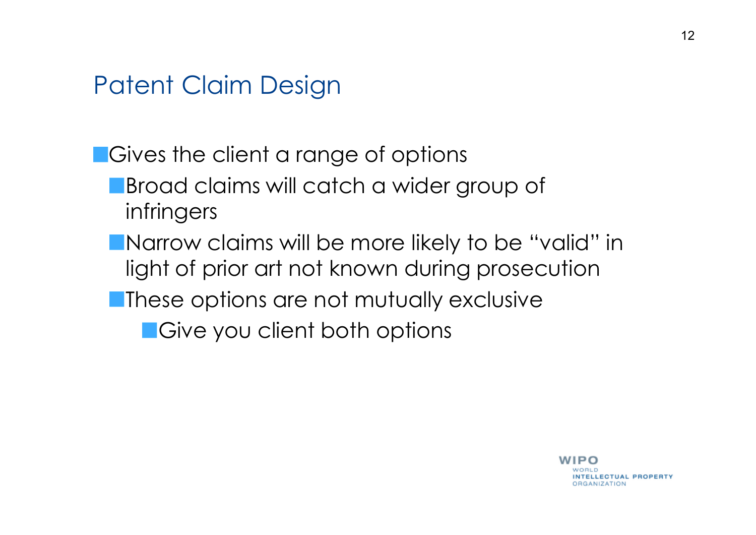# Patent Claim Design

- Gives the client a range of options
  - Broad claims will catch a wider group of infringers
  - Narrow claims will be more likely to be "valid" in light of prior art not known during prosecution
  - These options are not mutually exclusive
    - Give you client both options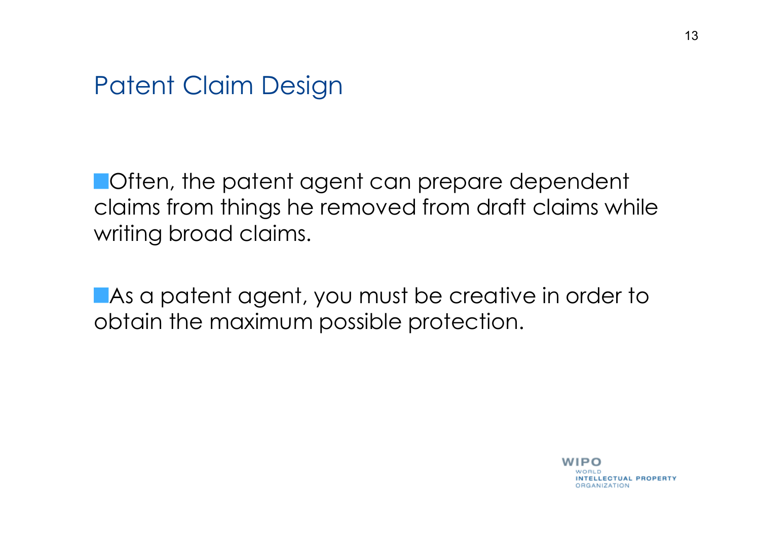# Patent Claim Design

- Often, the patent agent can prepare dependent claims from things he removed from draft claims while writing broad claims.

- As a patent agent, you must be creative in order to obtain the maximum possible protection.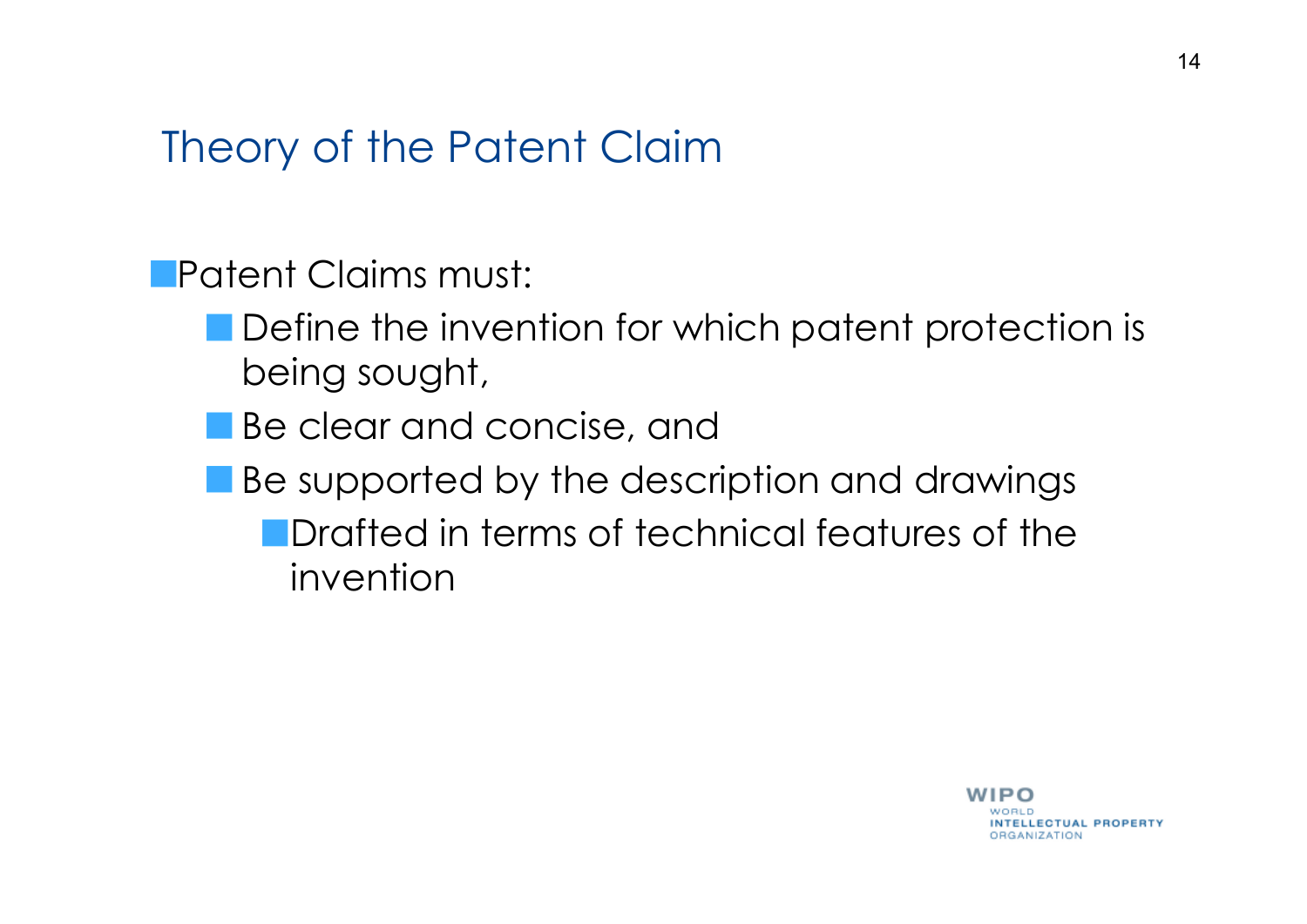# Theory of the Patent Claim

- Patent Claims must:
  - Define the invention for which patent protection is being sought,
  - Be clear and concise, and
  - Be supported by the description and drawings
    - Drafted in terms of technical features of the invention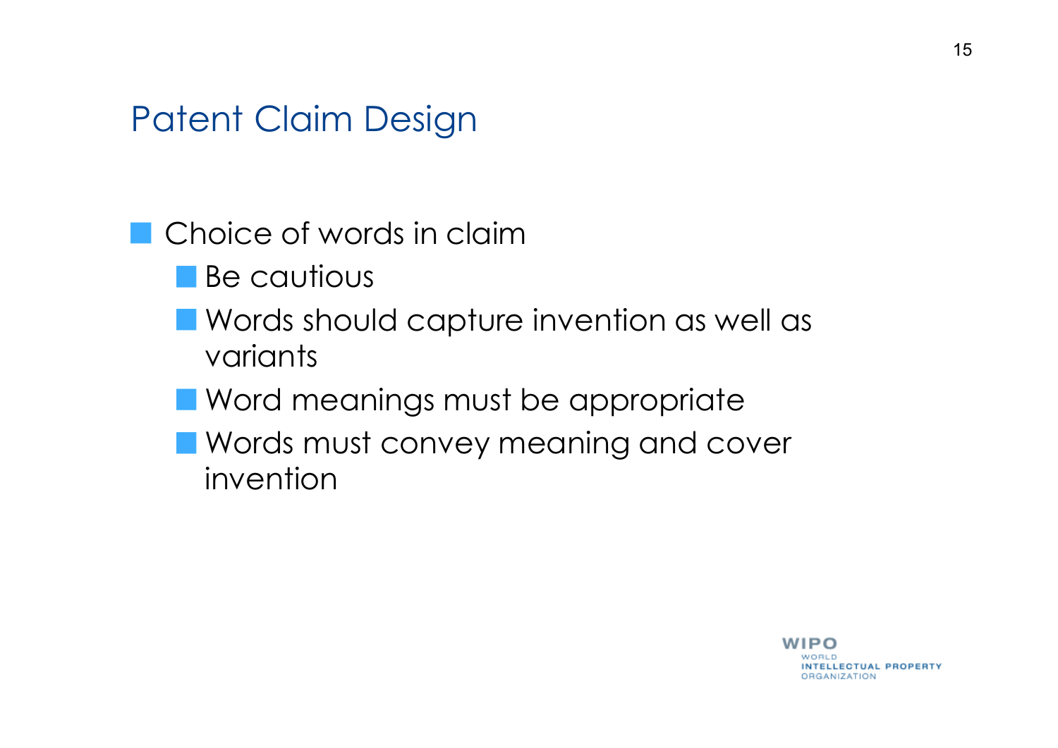## Patent Claim Design

- Choice of words in claim
  - Be cautious
  - Words should capture invention as well as variants
  - Word meanings must be appropriate
  - Words must convey meaning and cover invention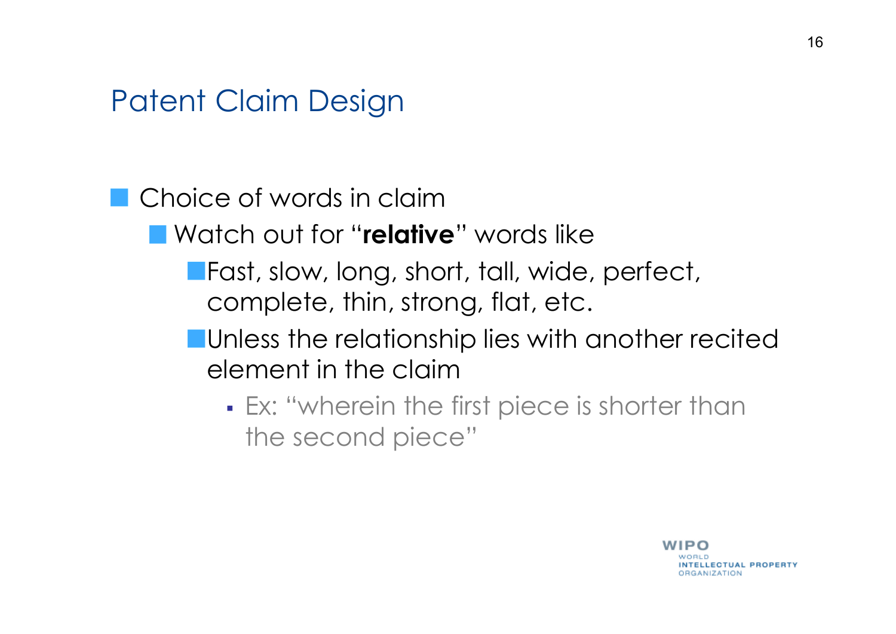## Patent Claim Design

- Choice of words in claim
  - Watch out for "**relative**" words like
    - Fast, slow, long, short, tall, wide, perfect, complete, thin, strong, flat, etc.
    - Unless the relationship lies with another recited element in the claim
      - Ex: "wherein the first piece is shorter than the second piece"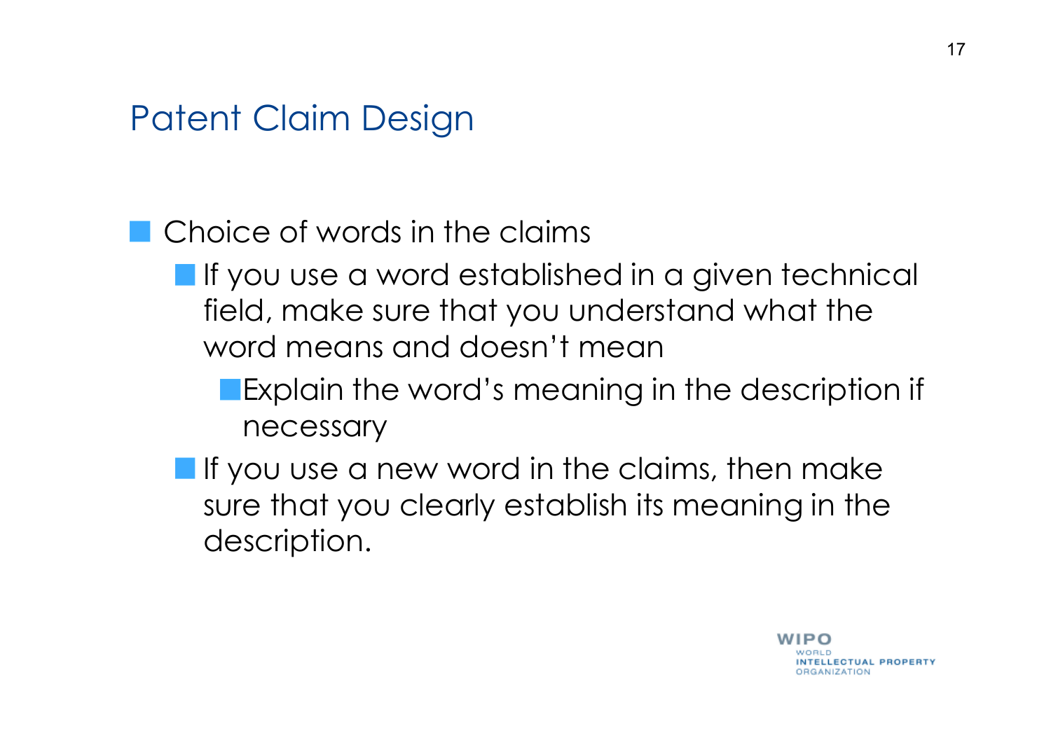# Patent Claim Design

- Choice of words in the claims
  - If you use a word established in a given technical field, make sure that you understand what the word means and doesn't mean
    - Explain the word's meaning in the description if necessary
  - If you use a new word in the claims, then make sure that you clearly establish its meaning in the description.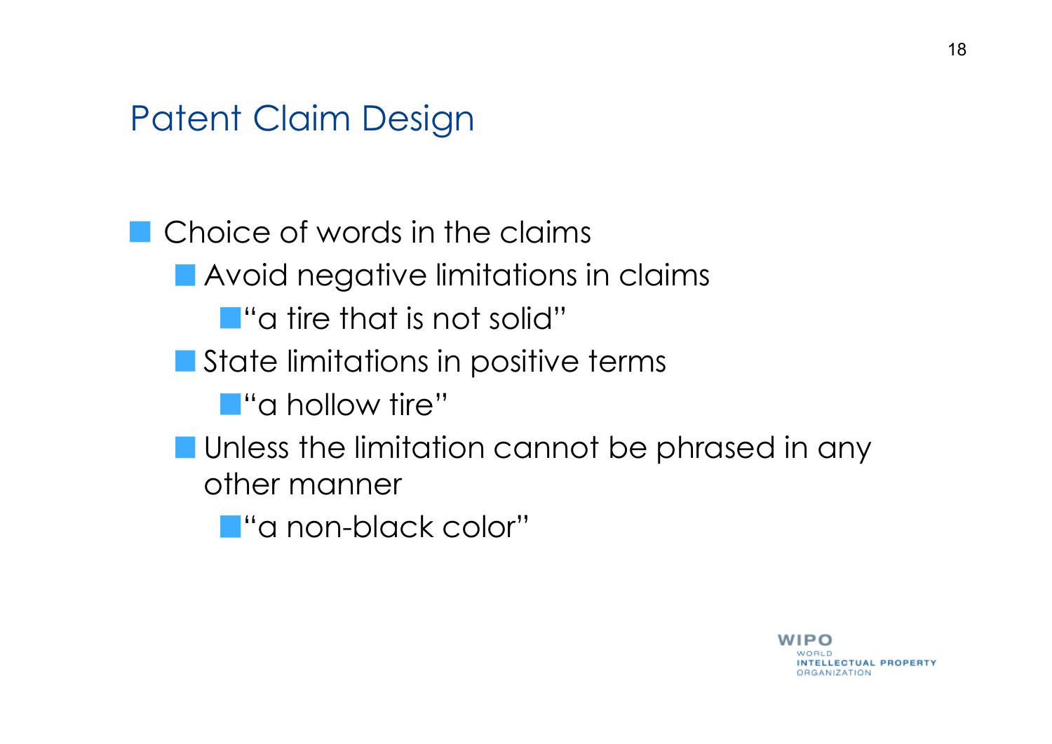## Patent Claim Design

- Choice of words in the claims
  - Avoid negative limitations in claims
    - "a tire that is not solid"
  - State limitations in positive terms
    - "a hollow tire"
  - Unless the limitation cannot be phrased in any other manner
    - "a non-black color"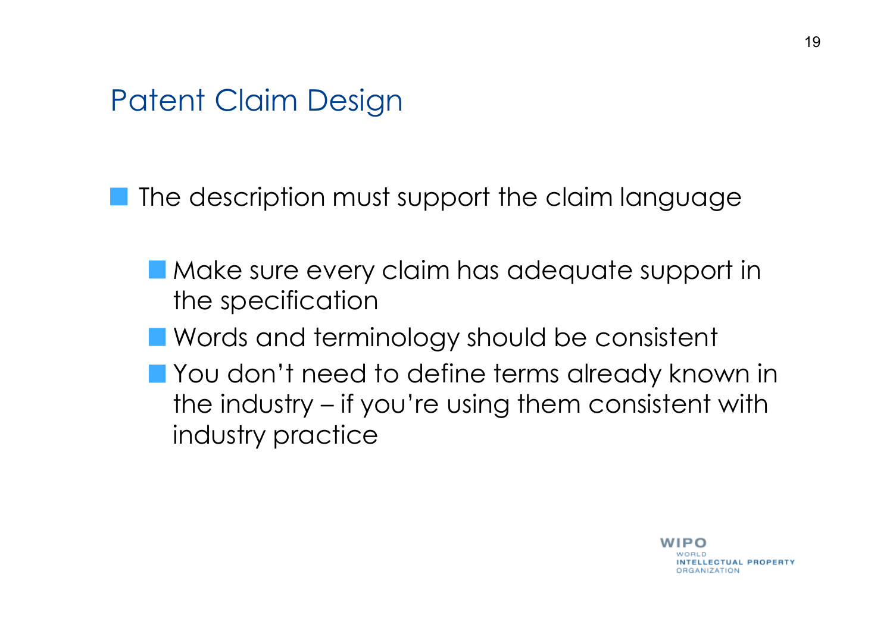# Patent Claim Design

- The description must support the claim language
  - Make sure every claim has adequate support in the specification
  - Words and terminology should be consistent
  - You don't need to define terms already known in the industry – if you're using them consistent with industry practice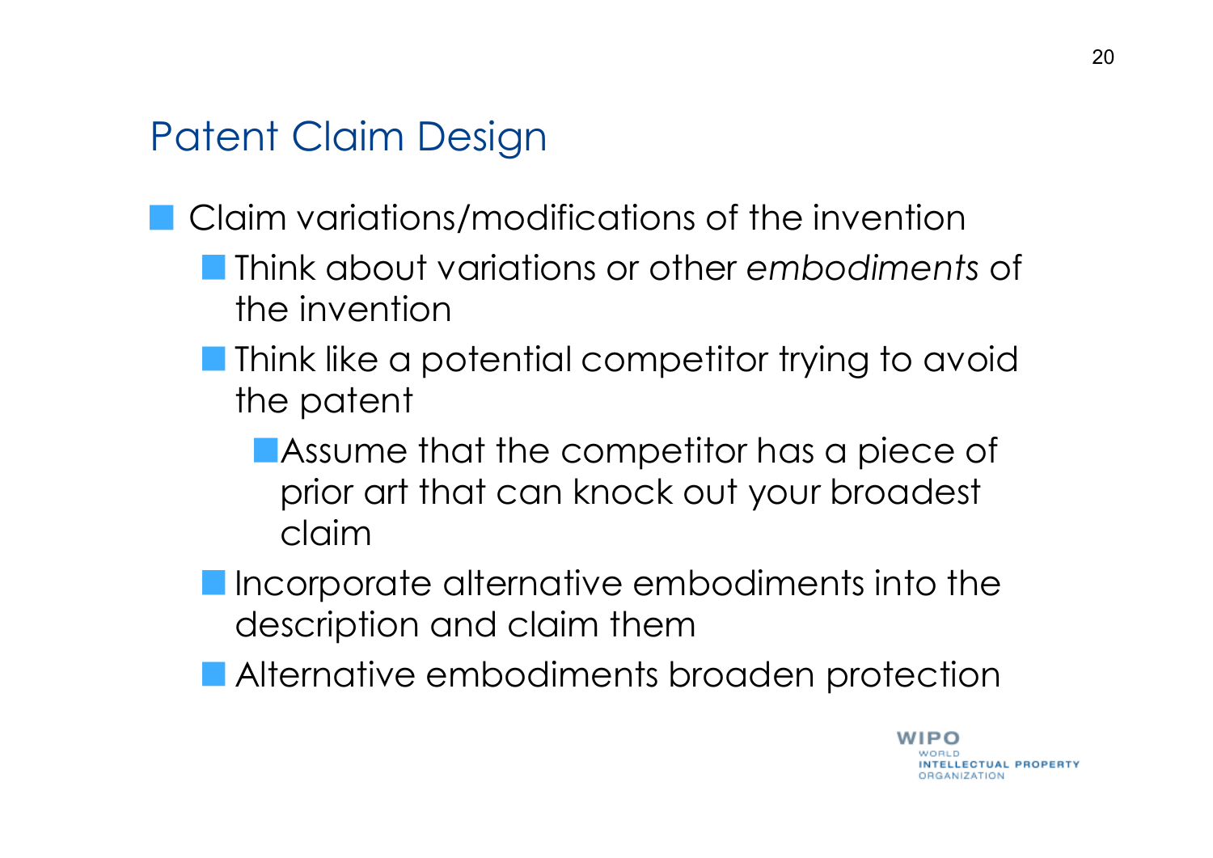## Patent Claim Design

- Claim variations/modifications of the invention
  - Think about variations or other *embodiments* of the invention
  - Think like a potential competitor trying to avoid the patent
    - Assume that the competitor has a piece of prior art that can knock out your broadest claim
  - Incorporate alternative embodiments into the description and claim them
  - Alternative embodiments broaden protection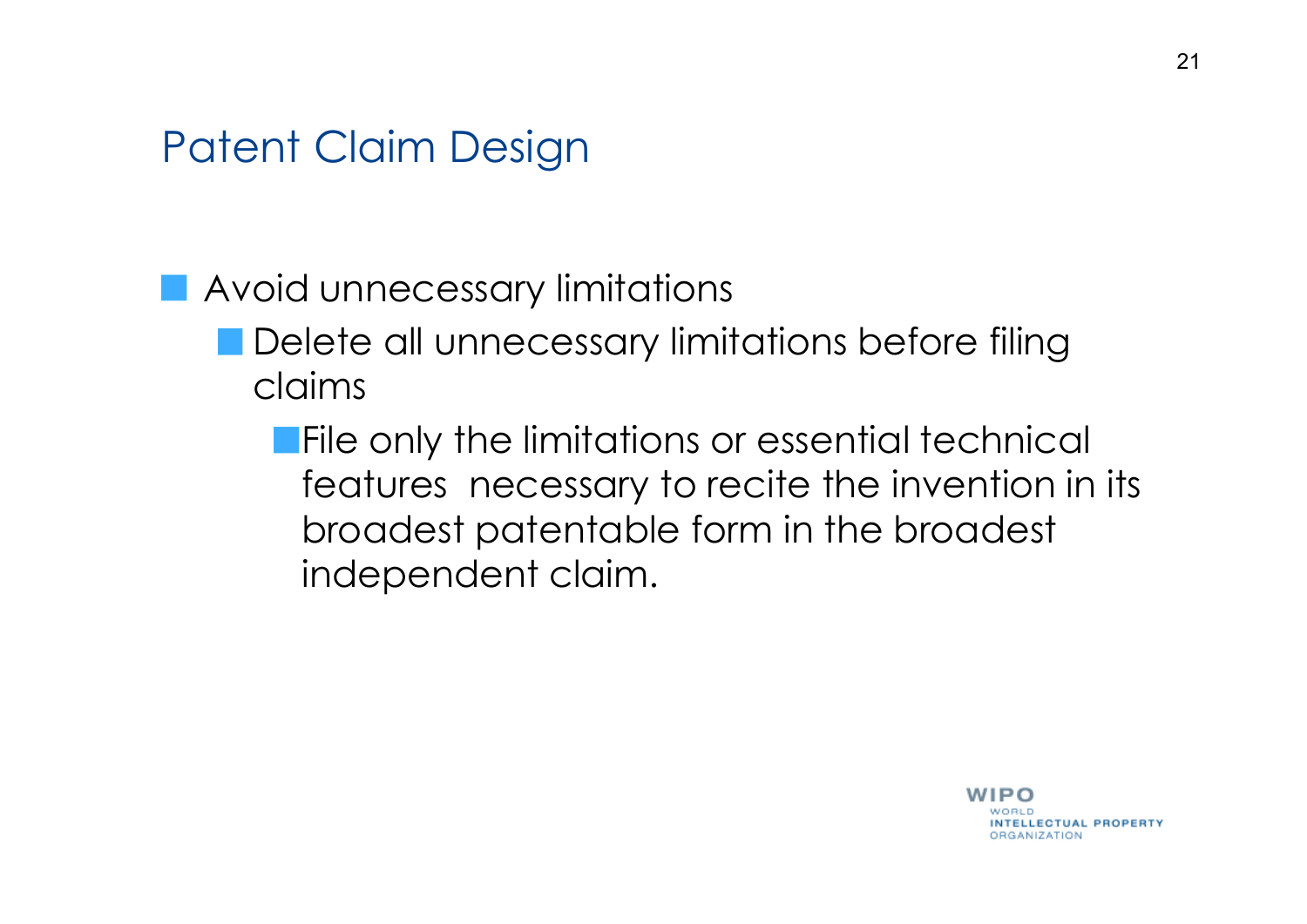# Patent Claim Design

- Avoid unnecessary limitations
  - Delete all unnecessary limitations before filing claims
    - File only the limitations or essential technical features necessary to recite the invention in its broadest patentable form in the broadest independent claim.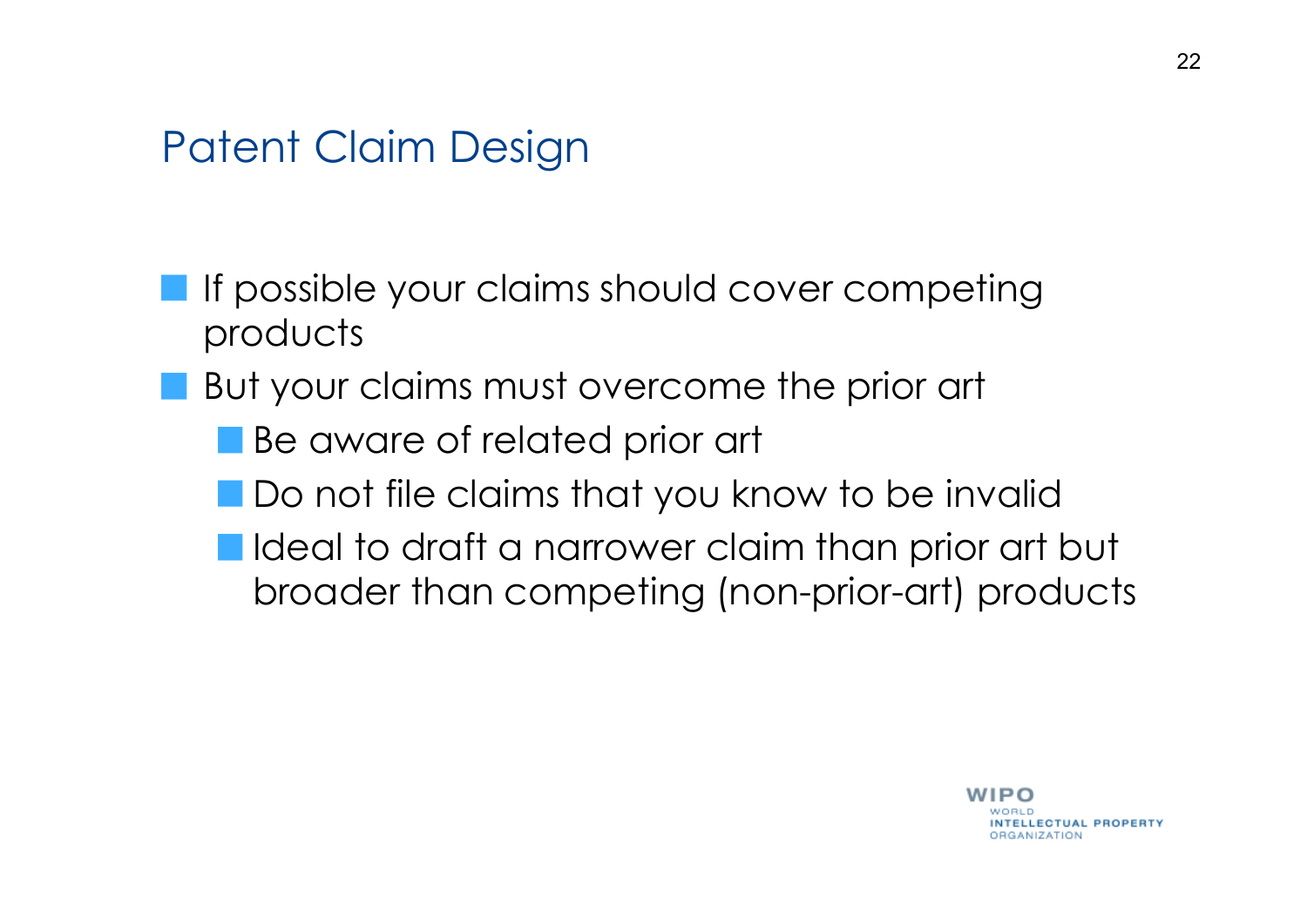# Patent Claim Design

- If possible your claims should cover competing products
- But your claims must overcome the prior art
  - Be aware of related prior art
  - Do not file claims that you know to be invalid
  - Ideal to draft a narrower claim than prior art but broader than competing (non-prior-art) products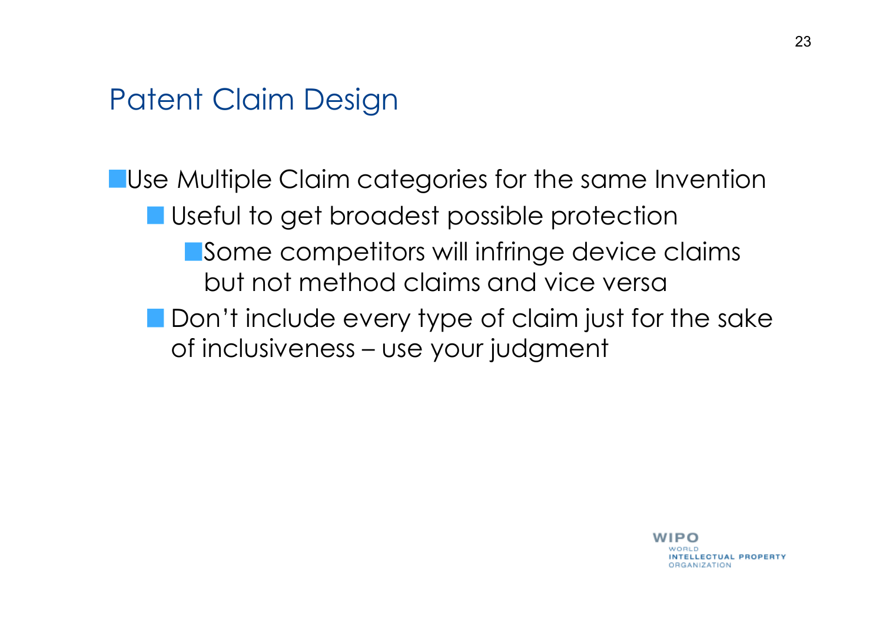# Patent Claim Design

- Use Multiple Claim categories for the same Invention
  - Useful to get broadest possible protection
    - Some competitors will infringe device claims but not method claims and vice versa
  - Don’t include every type of claim just for the sake of inclusiveness – use your judgment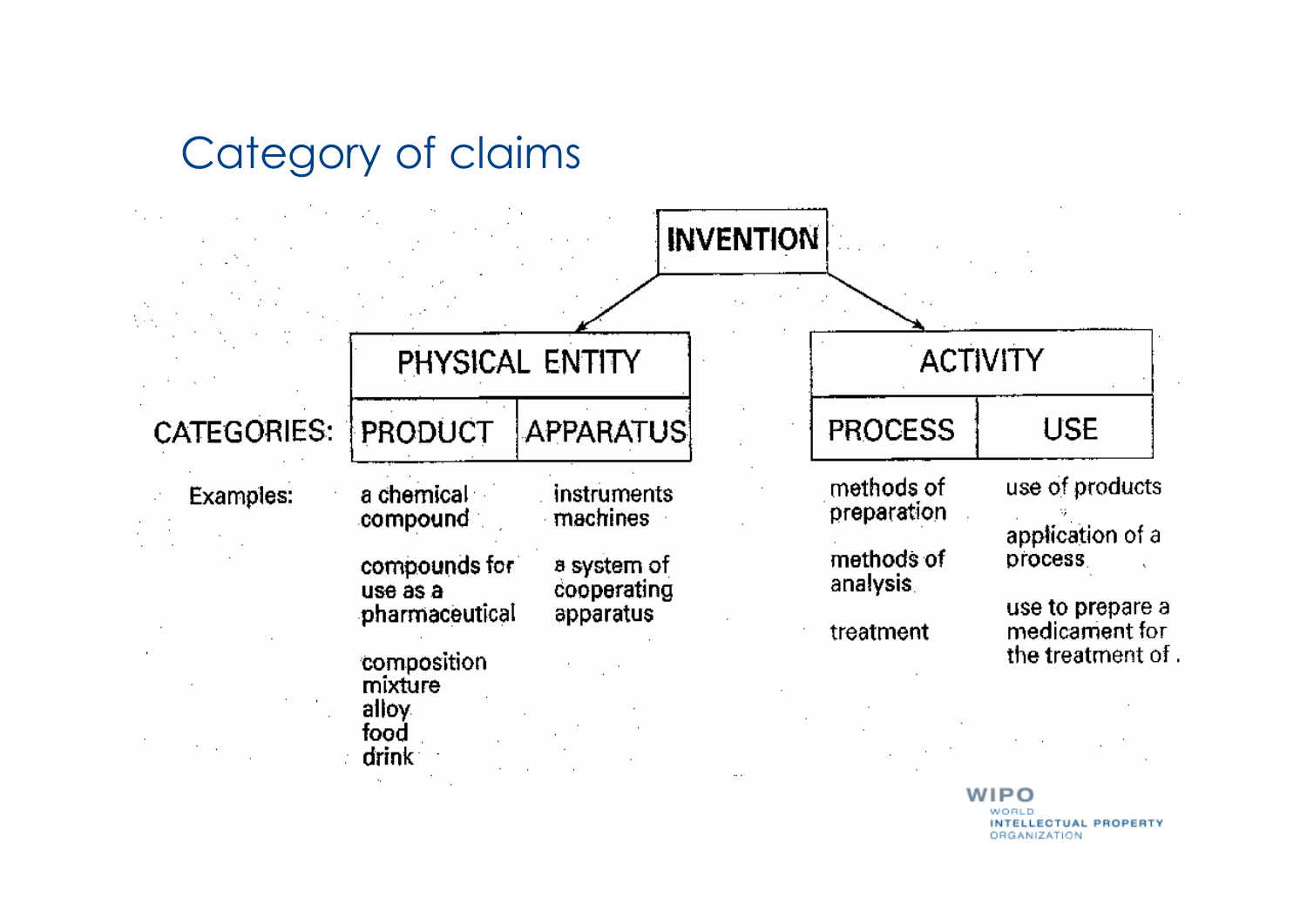# Category of claims

INVENTION

| | PHYSICAL ENTITY | | ACTIVITY | |
|---|---|---|---|---|
| CATEGORIES: | PRODUCT | APPARATUS | PROCESS | USE |
| Examples: | a chemical compound | instruments machines | methods of preparation | use of products |
| | compounds for use as a pharmaceutical | a system of cooperating apparatus | methods of analysis | application of a process |
| | composition mixture alloy food drink | | treatment | use to prepare a medicament for the treatment of . |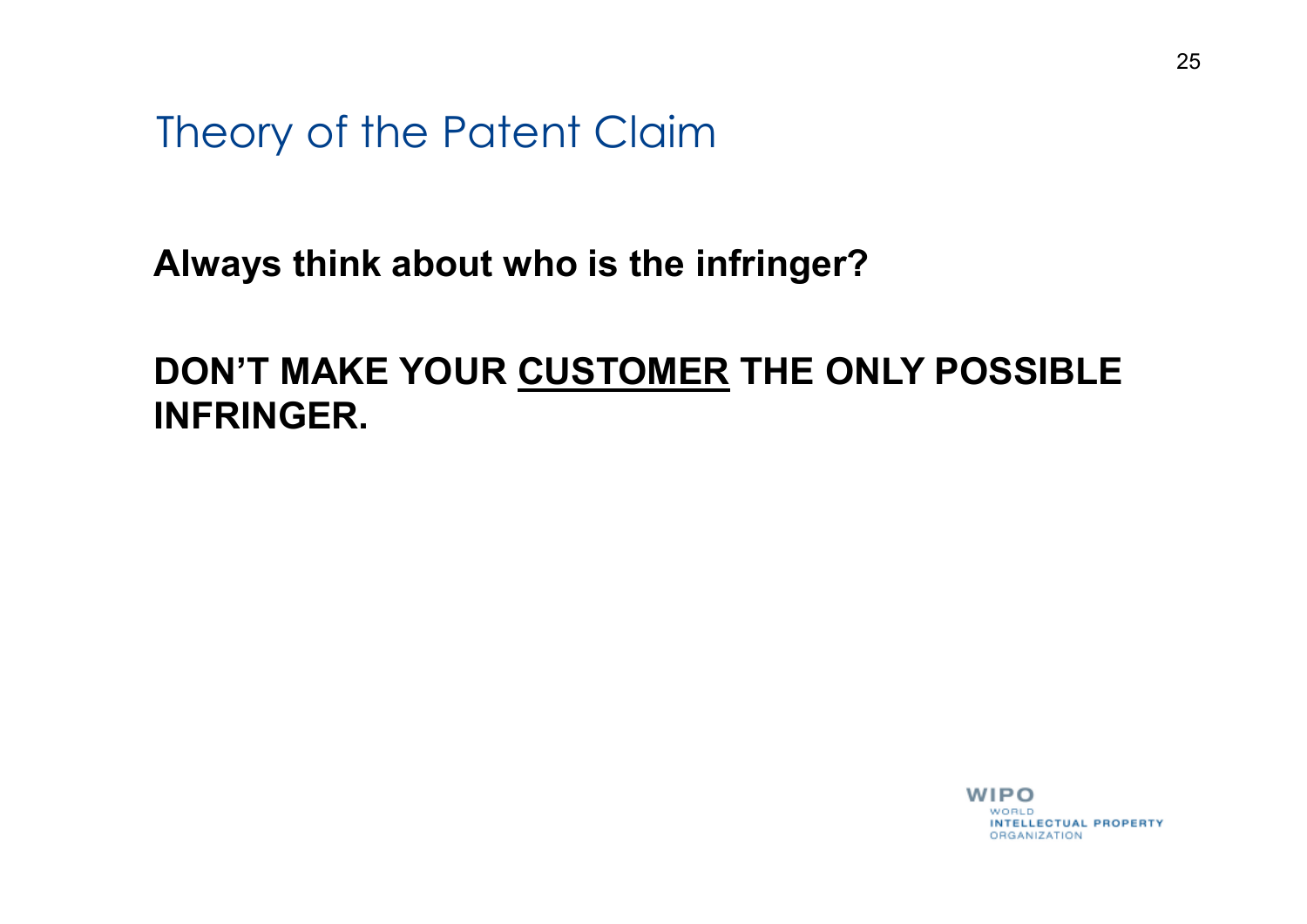# Theory of the Patent Claim

**Always think about who is the infringer?**

**DON'T MAKE YOUR <u>CUSTOMER</u> THE ONLY POSSIBLE INFRINGER.**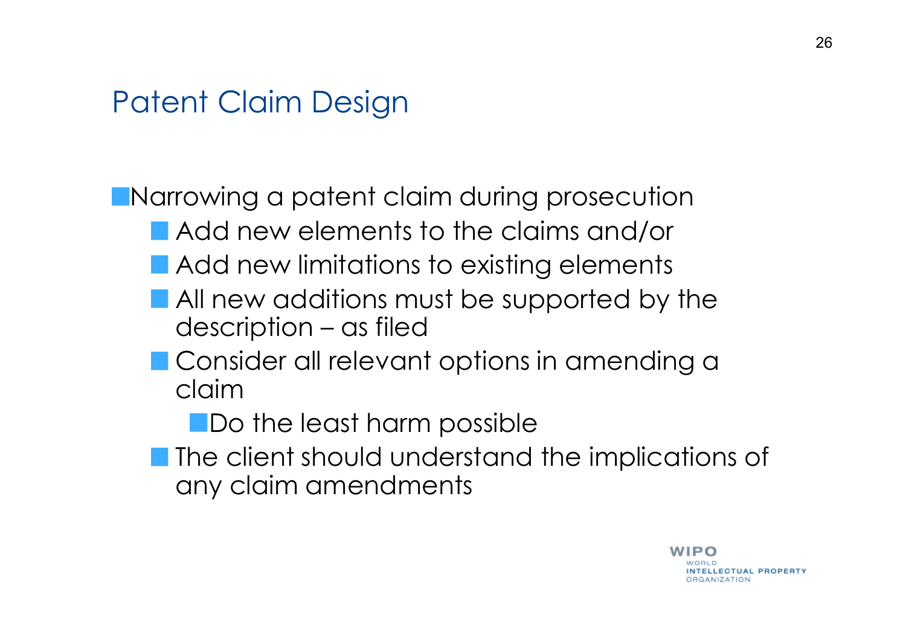## Patent Claim Design

- Narrowing a patent claim during prosecution
  - Add new elements to the claims and/or
  - Add new limitations to existing elements
  - All new additions must be supported by the description – as filed
  - Consider all relevant options in amending a claim
    - Do the least harm possible
  - The client should understand the implications of any claim amendments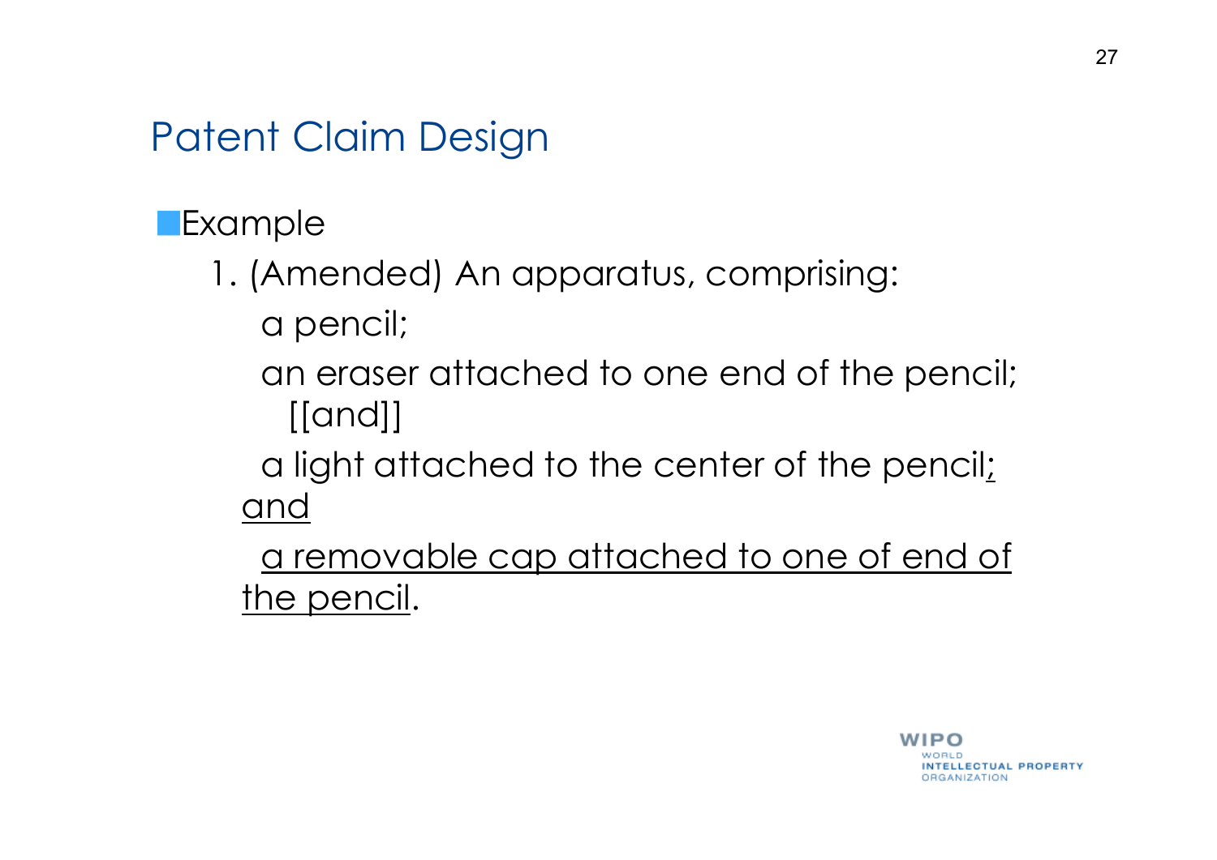# Patent Claim Design

- Example

  1. (Amended) An apparatus, comprising:

     a pencil;

     an eraser attached to one end of the pencil; [[and]]

     a light attached to the center of the pencil<u>; and</u>

     <u>a removable cap attached to one of end of the pencil</u>.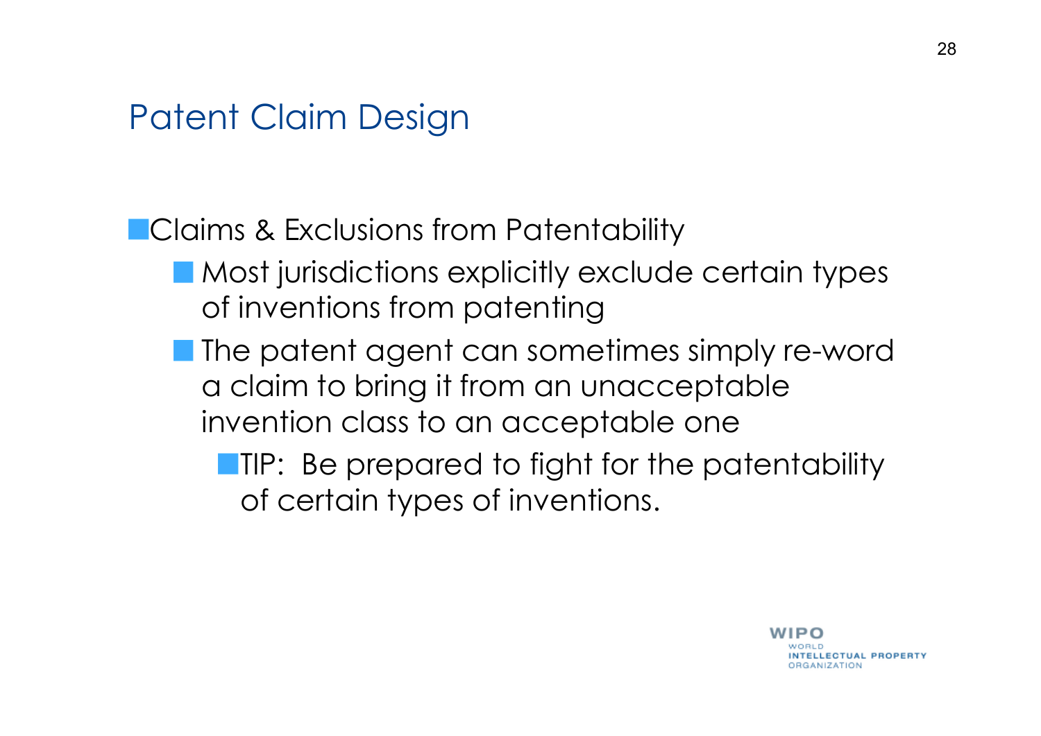# Patent Claim Design

- Claims & Exclusions from Patentability
  - Most jurisdictions explicitly exclude certain types of inventions from patenting
  - The patent agent can sometimes simply re-word a claim to bring it from an unacceptable invention class to an acceptable one
    - TIP: Be prepared to fight for the patentability of certain types of inventions.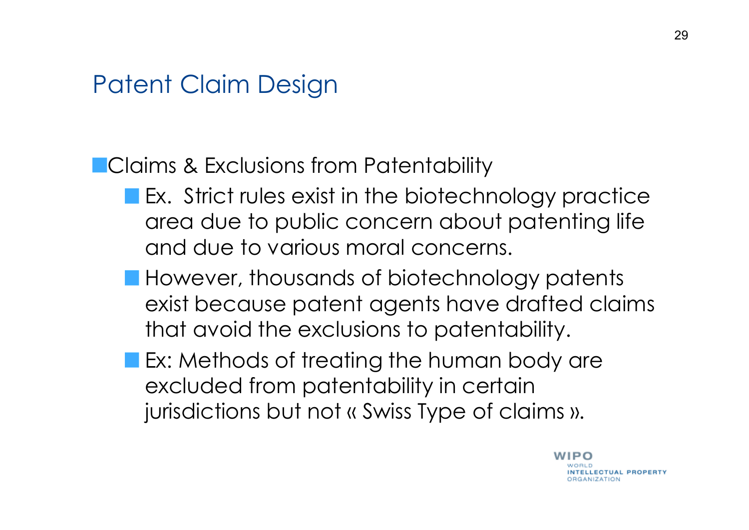# Patent Claim Design

- Claims & Exclusions from Patentability
  - Ex. Strict rules exist in the biotechnology practice area due to public concern about patenting life and due to various moral concerns.
  - However, thousands of biotechnology patents exist because patent agents have drafted claims that avoid the exclusions to patentability.
  - Ex: Methods of treating the human body are excluded from patentability in certain jurisdictions but not « Swiss Type of claims ».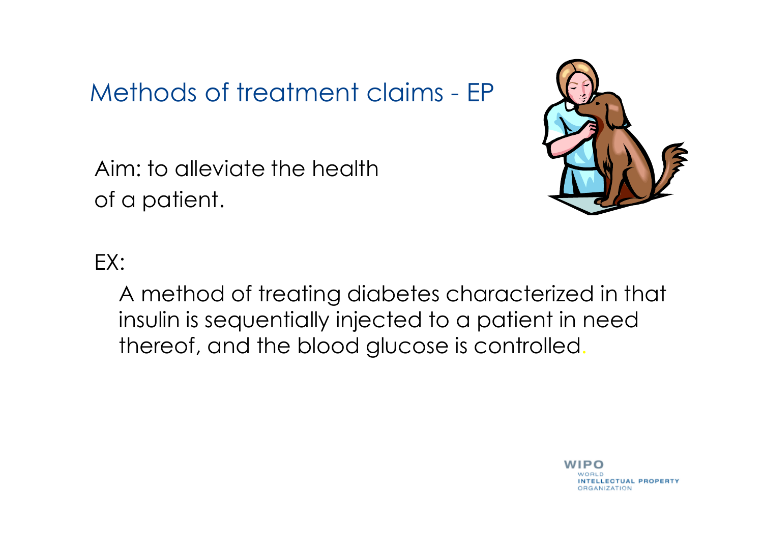# Methods of treatment claims - EP

Aim: to alleviate the health of a patient.

EX:

A method of treating diabetes characterized in that insulin is sequentially injected to a patient in need thereof, and the blood glucose is controlled.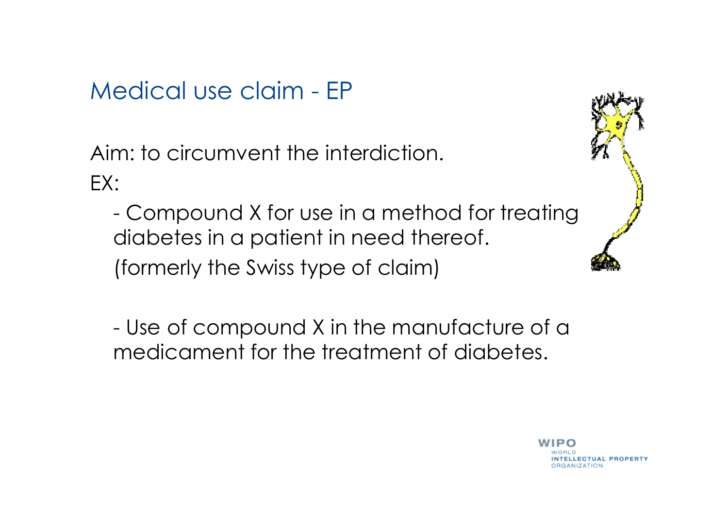# Medical use claim - EP

Aim: to circumvent the interdiction.

EX:

- Compound X for use in a method for treating diabetes in a patient in need thereof.

  (formerly the Swiss type of claim)

- Use of compound X in the manufacture of a medicament for the treatment of diabetes.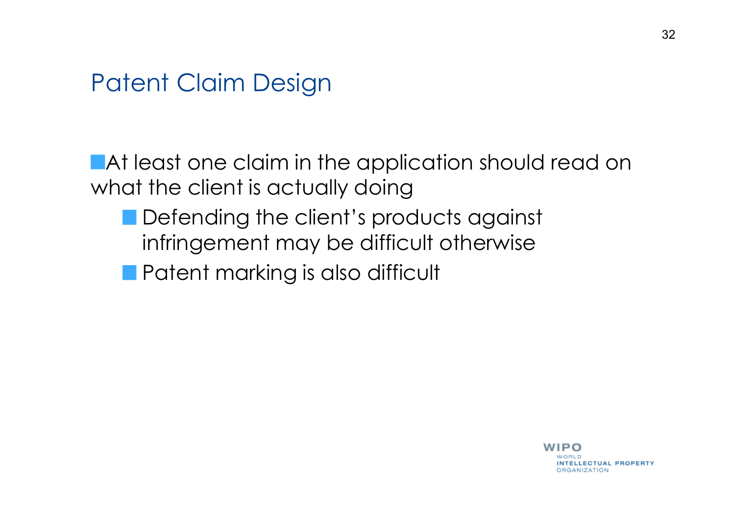# Patent Claim Design

- At least one claim in the application should read on what the client is actually doing
  - Defending the client's products against infringement may be difficult otherwise
  - Patent marking is also difficult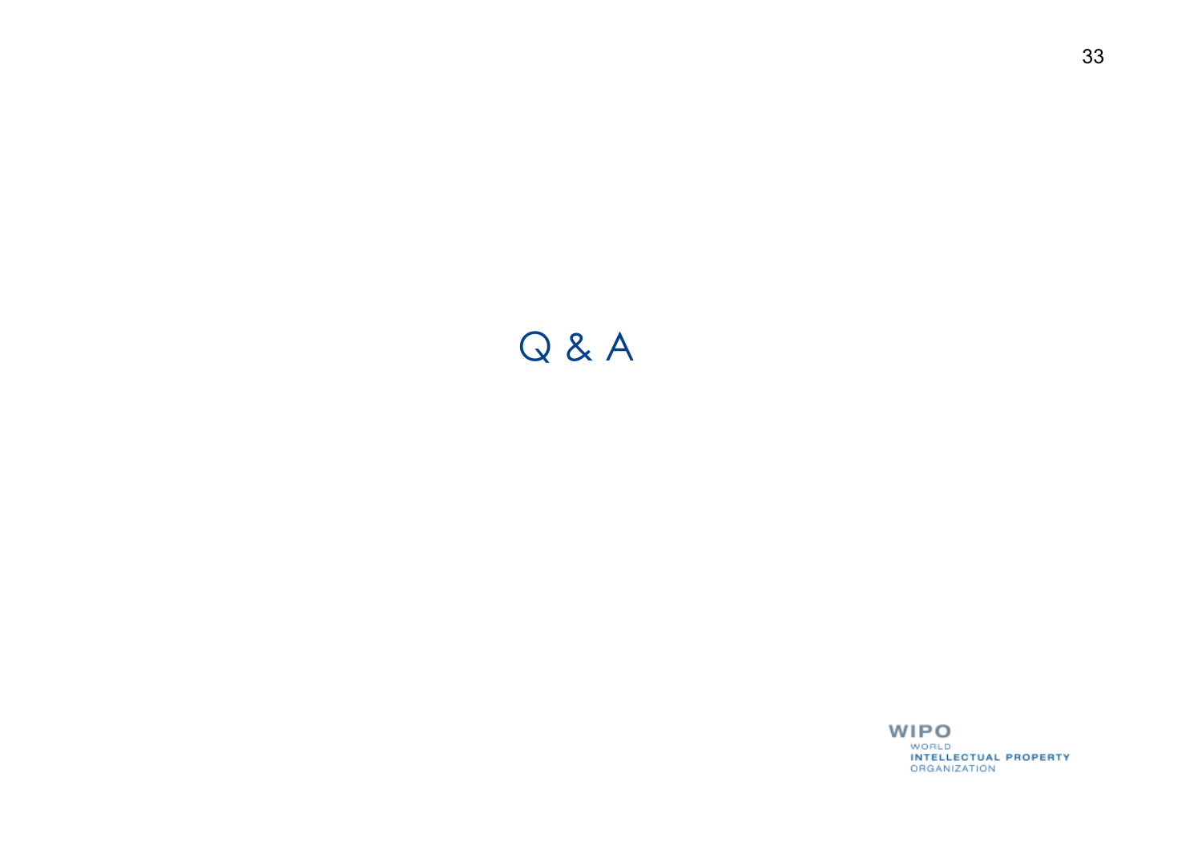# Q & A

WIPO
WORLD
INTELLECTUAL PROPERTY
ORGANIZATION